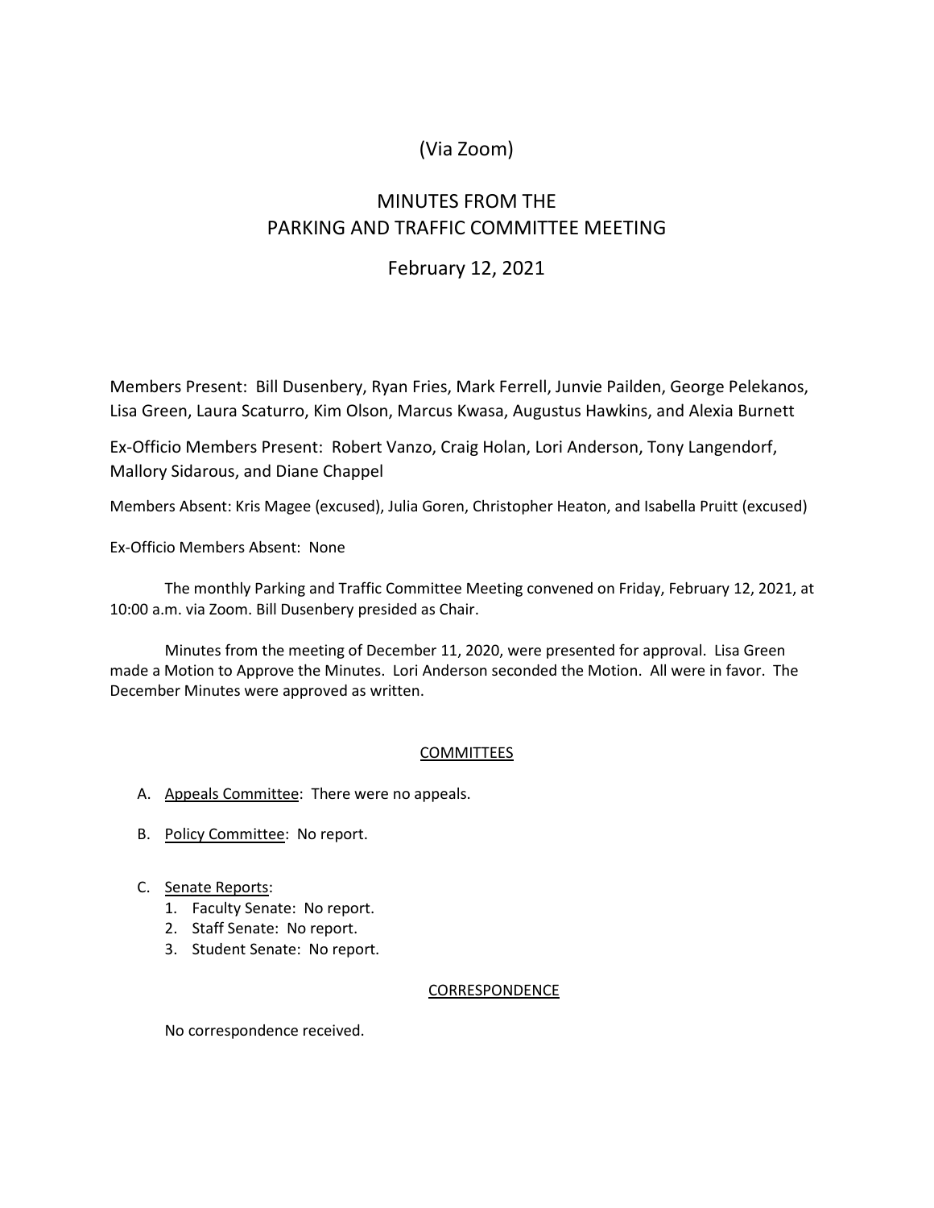(Via Zoom)

# MINUTES FROM THE PARKING AND TRAFFIC COMMITTEE MEETING

February 12, 2021

Members Present: Bill Dusenbery, Ryan Fries, Mark Ferrell, Junvie Pailden, George Pelekanos, Lisa Green, Laura Scaturro, Kim Olson, Marcus Kwasa, Augustus Hawkins, and Alexia Burnett

Ex-Officio Members Present: Robert Vanzo, Craig Holan, Lori Anderson, Tony Langendorf, Mallory Sidarous, and Diane Chappel

Members Absent: Kris Magee (excused), Julia Goren, Christopher Heaton, and Isabella Pruitt (excused)

Ex-Officio Members Absent: None

The monthly Parking and Traffic Committee Meeting convened on Friday, February 12, 2021, at 10:00 a.m. via Zoom. Bill Dusenbery presided as Chair.

Minutes from the meeting of December 11, 2020, were presented for approval. Lisa Green made a Motion to Approve the Minutes. Lori Anderson seconded the Motion. All were in favor. The December Minutes were approved as written.

## COMMITTEES

A. Appeals Committee: There were no appeals.

B. Policy Committee: No report.

C. Senate Reports:
   1. Faculty Senate: No report.
   2. Staff Senate: No report.
   3. Student Senate: No report.

## CORRESPONDENCE

No correspondence received.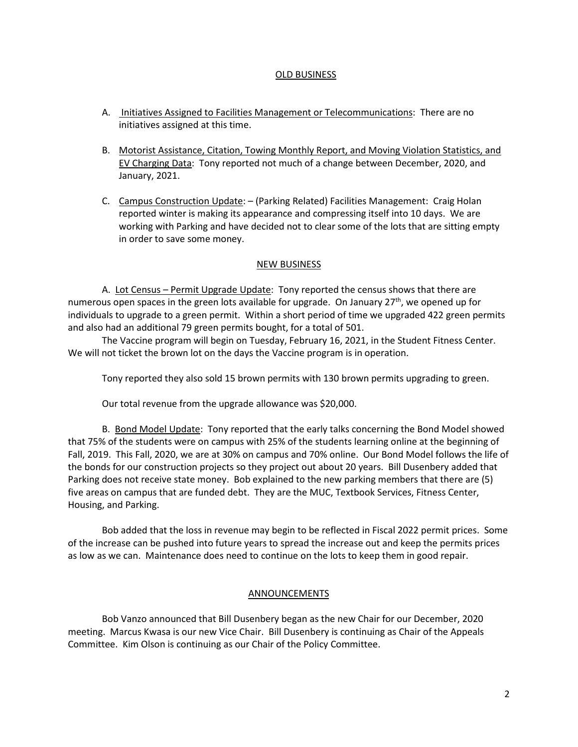## OLD BUSINESS

A. Initiatives Assigned to Facilities Management or Telecommunications: There are no initiatives assigned at this time.

B. Motorist Assistance, Citation, Towing Monthly Report, and Moving Violation Statistics, and EV Charging Data: Tony reported not much of a change between December, 2020, and January, 2021.

C. Campus Construction Update: – (Parking Related) Facilities Management: Craig Holan reported winter is making its appearance and compressing itself into 10 days. We are working with Parking and have decided not to clear some of the lots that are sitting empty in order to save some money.

## NEW BUSINESS

A. Lot Census – Permit Upgrade Update: Tony reported the census shows that there are numerous open spaces in the green lots available for upgrade. On January 27th, we opened up for individuals to upgrade to a green permit. Within a short period of time we upgraded 422 green permits and also had an additional 79 green permits bought, for a total of 501.

The Vaccine program will begin on Tuesday, February 16, 2021, in the Student Fitness Center. We will not ticket the brown lot on the days the Vaccine program is in operation.

Tony reported they also sold 15 brown permits with 130 brown permits upgrading to green.

Our total revenue from the upgrade allowance was $20,000.

B. Bond Model Update: Tony reported that the early talks concerning the Bond Model showed that 75% of the students were on campus with 25% of the students learning online at the beginning of Fall, 2019. This Fall, 2020, we are at 30% on campus and 70% online. Our Bond Model follows the life of the bonds for our construction projects so they project out about 20 years. Bill Dusenbery added that Parking does not receive state money. Bob explained to the new parking members that there are (5) five areas on campus that are funded debt. They are the MUC, Textbook Services, Fitness Center, Housing, and Parking.

Bob added that the loss in revenue may begin to be reflected in Fiscal 2022 permit prices. Some of the increase can be pushed into future years to spread the increase out and keep the permits prices as low as we can. Maintenance does need to continue on the lots to keep them in good repair.

## ANNOUNCEMENTS

Bob Vanzo announced that Bill Dusenbery began as the new Chair for our December, 2020 meeting. Marcus Kwasa is our new Vice Chair. Bill Dusenbery is continuing as Chair of the Appeals Committee. Kim Olson is continuing as our Chair of the Policy Committee.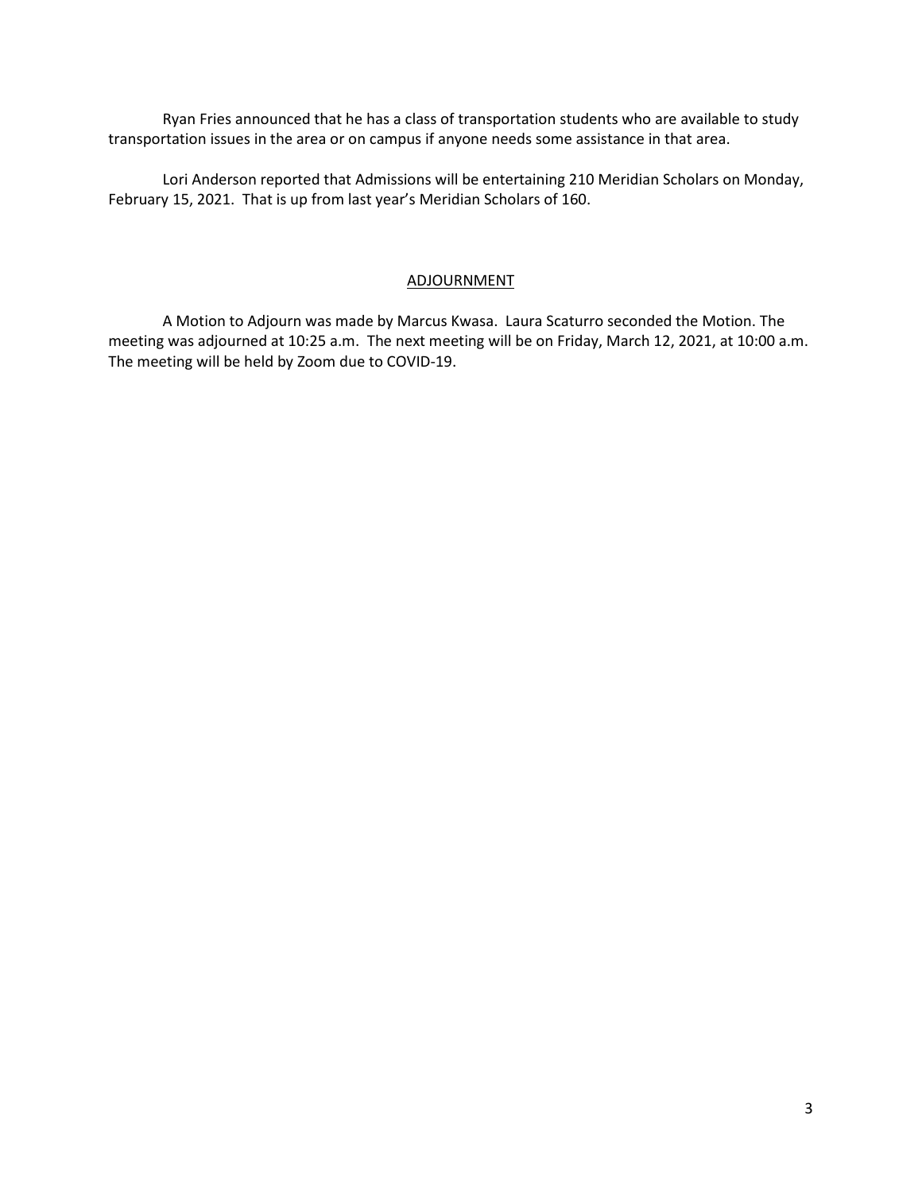Ryan Fries announced that he has a class of transportation students who are available to study transportation issues in the area or on campus if anyone needs some assistance in that area.

Lori Anderson reported that Admissions will be entertaining 210 Meridian Scholars on Monday, February 15, 2021. That is up from last year's Meridian Scholars of 160.

## ADJOURNMENT

A Motion to Adjourn was made by Marcus Kwasa. Laura Scaturro seconded the Motion. The meeting was adjourned at 10:25 a.m. The next meeting will be on Friday, March 12, 2021, at 10:00 a.m. The meeting will be held by Zoom due to COVID-19.